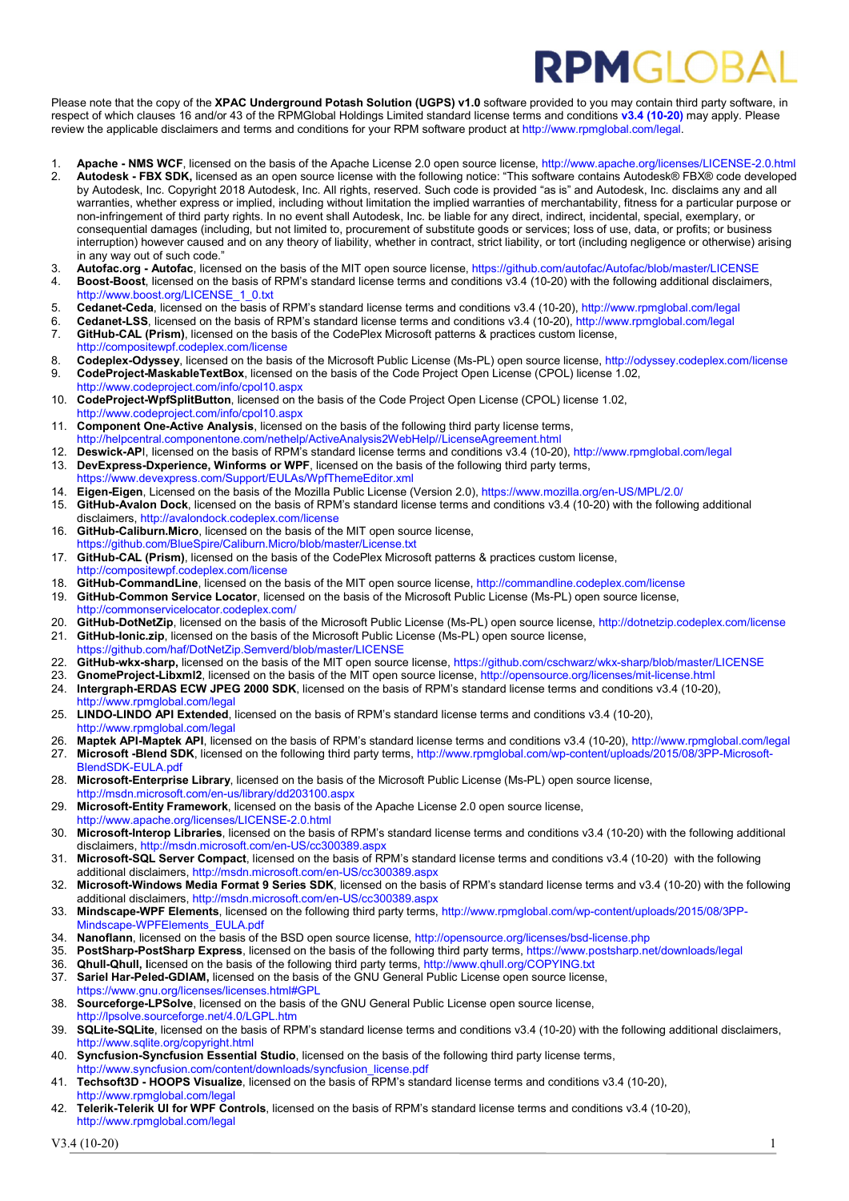Please note that the copy of the **XPAC Underground Potash Solution (UGPS) v1.0** software provided to you may contain third party software, in respect of which clauses 16 and/or 43 of the RPMGlobal Holdings Limited standard license terms and conditions **v3.4 (10-20)** may apply. Please review the applicable disclaimers and terms and conditions for your RPM software product at http://www.rpmglobal.com/legal.

1. **Apache - NMS WCF**, licensed on the basis of the Apache License 2.0 open source license, http://www.apache.org/licenses/LICENSE-2.0.html
2. **Autodesk - FBX SDK,** licensed as an open source license with the following notice: "This software contains Autodesk® FBX® code developed by Autodesk, Inc. Copyright 2018 Autodesk, Inc. All rights, reserved. Such code is provided "as is" and Autodesk, Inc. disclaims any and all warranties, whether express or implied, including without limitation the implied warranties of merchantability, fitness for a particular purpose or non-infringement of third party rights. In no event shall Autodesk, Inc. be liable for any direct, indirect, incidental, special, exemplary, or consequential damages (including, but not limited to, procurement of substitute goods or services; loss of use, data, or profits; or business interruption) however caused and on any theory of liability, whether in contract, strict liability, or tort (including negligence or otherwise) arising in any way out of such code."
3. **Autofac.org - Autofac**, licensed on the basis of the MIT open source license, https://github.com/autofac/Autofac/blob/master/LICENSE
4. **Boost-Boost**, licensed on the basis of RPM's standard license terms and conditions v3.4 (10-20) with the following additional disclaimers, http://www.boost.org/LICENSE_1_0.txt
5. **Cedanet-Ceda**, licensed on the basis of RPM's standard license terms and conditions v3.4 (10-20), http://www.rpmglobal.com/legal
6. **Cedanet-LSS**, licensed on the basis of RPM's standard license terms and conditions v3.4 (10-20), http://www.rpmglobal.com/legal
7. **GitHub-CAL (Prism)**, licensed on the basis of the CodePlex Microsoft patterns & practices custom license, http://compositewpf.codeplex.com/license
8. **Codeplex-Odyssey**, licensed on the basis of the Microsoft Public License (Ms-PL) open source license, http://odyssey.codeplex.com/license
9. **CodeProject-MaskableTextBox**, licensed on the basis of the Code Project Open License (CPOL) license 1.02, http://www.codeproject.com/info/cpol10.aspx
10. **CodeProject-WpfSplitButton**, licensed on the basis of the Code Project Open License (CPOL) license 1.02, http://www.codeproject.com/info/cpol10.aspx
11. **Component One-Active Analysis**, licensed on the basis of the following third party license terms, http://helpcentral.componentone.com/nethelp/ActiveAnalysis2WebHelp//LicenseAgreement.html
12. **Deswick-API**, licensed on the basis of RPM's standard license terms and conditions v3.4 (10-20), http://www.rpmglobal.com/legal
13. **DevExpress-Dxperience, Winforms or WPF**, licensed on the basis of the following third party terms, https://www.devexpress.com/Support/EULAs/WpfThemeEditor.xml
14. **Eigen-Eigen**, Licensed on the basis of the Mozilla Public License (Version 2.0), https://www.mozilla.org/en-US/MPL/2.0/
15. **GitHub-Avalon Dock**, licensed on the basis of RPM's standard license terms and conditions v3.4 (10-20) with the following additional disclaimers, http://avalondock.codeplex.com/license
16. **GitHub-Caliburn.Micro**, licensed on the basis of the MIT open source license, https://github.com/BlueSpire/Caliburn.Micro/blob/master/License.txt
17. **GitHub-CAL (Prism)**, licensed on the basis of the CodePlex Microsoft patterns & practices custom license, http://compositewpf.codeplex.com/license
18. **GitHub-CommandLine**, licensed on the basis of the MIT open source license, http://commandline.codeplex.com/license
19. **GitHub-Common Service Locator**, licensed on the basis of the Microsoft Public License (Ms-PL) open source license, http://commonservicelocator.codeplex.com/
20. **GitHub-DotNetZip**, licensed on the basis of the Microsoft Public License (Ms-PL) open source license, http://dotnetzip.codeplex.com/license
21. **GitHub-Ionic.zip**, licensed on the basis of the Microsoft Public License (Ms-PL) open source license, https://github.com/haf/DotNetZip.Semverd/blob/master/LICENSE
22. **GitHub-wkx-sharp,** licensed on the basis of the MIT open source license, https://github.com/cschwarz/wkx-sharp/blob/master/LICENSE
23. **GnomeProject-Libxml2**, licensed on the basis of the MIT open source license, http://opensource.org/licenses/mit-license.html
24. **Intergraph-ERDAS ECW JPEG 2000 SDK**, licensed on the basis of RPM's standard license terms and conditions v3.4 (10-20), http://www.rpmglobal.com/legal
25. **LINDO-LINDO API Extended**, licensed on the basis of RPM's standard license terms and conditions v3.4 (10-20), http://www.rpmglobal.com/legal
26. **Maptek API-Maptek API**, licensed on the basis of RPM's standard license terms and conditions v3.4 (10-20), http://www.rpmglobal.com/legal
27. **Microsoft -Blend SDK**, licensed on the following third party terms, http://www.rpmglobal.com/wp-content/uploads/2015/08/3PP-Microsoft-BlendSDK-EULA.pdf
28. **Microsoft-Enterprise Library**, licensed on the basis of the Microsoft Public License (Ms-PL) open source license, http://msdn.microsoft.com/en-us/library/dd203100.aspx
29. **Microsoft-Entity Framework**, licensed on the basis of the Apache License 2.0 open source license, http://www.apache.org/licenses/LICENSE-2.0.html
30. **Microsoft-Interop Libraries**, licensed on the basis of RPM's standard license terms and conditions v3.4 (10-20) with the following additional disclaimers, http://msdn.microsoft.com/en-US/cc300389.aspx
31. **Microsoft-SQL Server Compact**, licensed on the basis of RPM's standard license terms and conditions v3.4 (10-20) with the following additional disclaimers, http://msdn.microsoft.com/en-US/cc300389.aspx
32. **Microsoft-Windows Media Format 9 Series SDK**, licensed on the basis of RPM's standard license terms and v3.4 (10-20) with the following additional disclaimers, http://msdn.microsoft.com/en-US/cc300389.aspx
33. **Mindscape-WPF Elements**, licensed on the following third party terms, http://www.rpmglobal.com/wp-content/uploads/2015/08/3PP-Mindscape-WPFElements_EULA.pdf
34. **Nanoflann**, licensed on the basis of the BSD open source license, http://opensource.org/licenses/bsd-license.php
35. **PostSharp-PostSharp Express**, licensed on the basis of the following third party terms, https://www.postsharp.net/downloads/legal
36. **Qhull-Qhull, l**icensed on the basis of the following third party terms, http://www.qhull.org/COPYING.txt
37. **Sariel Har-Peled-GDIAM,** licensed on the basis of the GNU General Public License open source license, https://www.gnu.org/licenses/licenses.html#GPL
38. **Sourceforge-LPSolve**, licensed on the basis of the GNU General Public License open source license, http://lpsolve.sourceforge.net/4.0/LGPL.htm
39. **SQLite-SQLite**, licensed on the basis of RPM's standard license terms and conditions v3.4 (10-20) with the following additional disclaimers, http://www.sqlite.org/copyright.html
40. **Syncfusion-Syncfusion Essential Studio**, licensed on the basis of the following third party license terms, http://www.syncfusion.com/content/downloads/syncfusion_license.pdf
41. **Techsoft3D - HOOPS Visualize**, licensed on the basis of RPM's standard license terms and conditions v3.4 (10-20), http://www.rpmglobal.com/legal
42. **Telerik-Telerik UI for WPF Controls**, licensed on the basis of RPM's standard license terms and conditions v3.4 (10-20), http://www.rpmglobal.com/legal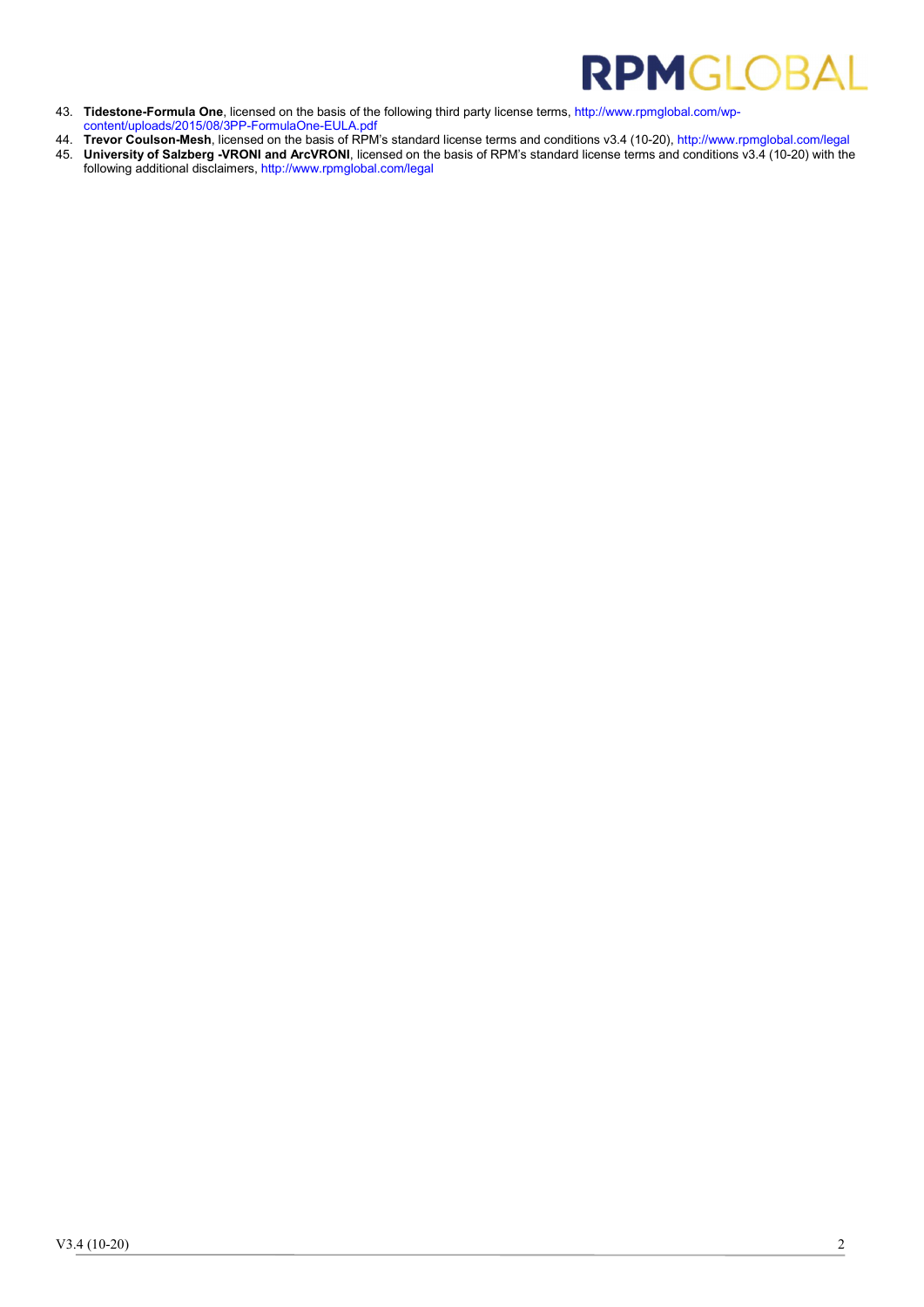43. **Tidestone-Formula One**, licensed on the basis of the following third party license terms, http://www.rpmglobal.com/wp-content/uploads/2015/08/3PP-FormulaOne-EULA.pdf
44. **Trevor Coulson-Mesh**, licensed on the basis of RPM's standard license terms and conditions v3.4 (10-20), http://www.rpmglobal.com/legal
45. **University of Salzberg -VRONI and ArcVRONI**, licensed on the basis of RPM's standard license terms and conditions v3.4 (10-20) with the following additional disclaimers, http://www.rpmglobal.com/legal